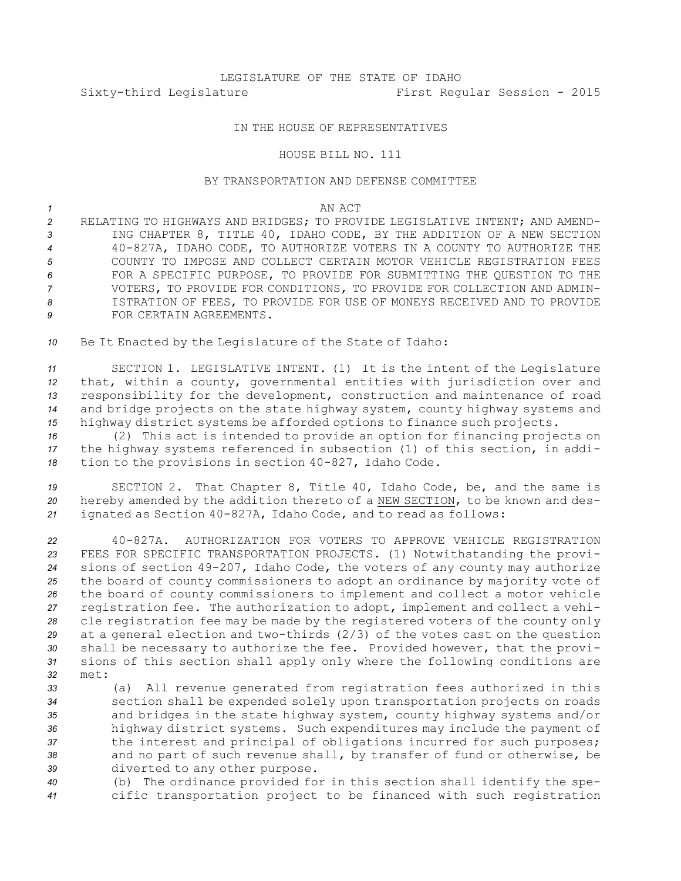LEGISLATURE OF THE STATE OF IDAHO
Sixty-third Legislature First Regular Session - 2015

IN THE HOUSE OF REPRESENTATIVES

HOUSE BILL NO. 111

BY TRANSPORTATION AND DEFENSE COMMITTEE

AN ACT

RELATING TO HIGHWAYS AND BRIDGES; TO PROVIDE LEGISLATIVE INTENT; AND AMENDING CHAPTER 8, TITLE 40, IDAHO CODE, BY THE ADDITION OF A NEW SECTION 40-827A, IDAHO CODE, TO AUTHORIZE VOTERS IN A COUNTY TO AUTHORIZE THE COUNTY TO IMPOSE AND COLLECT CERTAIN MOTOR VEHICLE REGISTRATION FEES FOR A SPECIFIC PURPOSE, TO PROVIDE FOR SUBMITTING THE QUESTION TO THE VOTERS, TO PROVIDE FOR CONDITIONS, TO PROVIDE FOR COLLECTION AND ADMINISTRATION OF FEES, TO PROVIDE FOR USE OF MONEYS RECEIVED AND TO PROVIDE FOR CERTAIN AGREEMENTS.

Be It Enacted by the Legislature of the State of Idaho:

SECTION 1. LEGISLATIVE INTENT. (1) It is the intent of the Legislature that, within a county, governmental entities with jurisdiction over and responsibility for the development, construction and maintenance of road and bridge projects on the state highway system, county highway systems and highway district systems be afforded options to finance such projects.

(2) This act is intended to provide an option for financing projects on the highway systems referenced in subsection (1) of this section, in addition to the provisions in section 40-827, Idaho Code.

SECTION 2. That Chapter 8, Title 40, Idaho Code, be, and the same is hereby amended by the addition thereto of a NEW SECTION, to be known and designated as Section 40-827A, Idaho Code, and to read as follows:

40-827A. AUTHORIZATION FOR VOTERS TO APPROVE VEHICLE REGISTRATION FEES FOR SPECIFIC TRANSPORTATION PROJECTS. (1) Notwithstanding the provisions of section 49-207, Idaho Code, the voters of any county may authorize the board of county commissioners to adopt an ordinance by majority vote of the board of county commissioners to implement and collect a motor vehicle registration fee. The authorization to adopt, implement and collect a vehicle registration fee may be made by the registered voters of the county only at a general election and two-thirds (2/3) of the votes cast on the question shall be necessary to authorize the fee. Provided however, that the provisions of this section shall apply only where the following conditions are met:

(a) All revenue generated from registration fees authorized in this section shall be expended solely upon transportation projects on roads and bridges in the state highway system, county highway systems and/or highway district systems. Such expenditures may include the payment of the interest and principal of obligations incurred for such purposes; and no part of such revenue shall, by transfer of fund or otherwise, be diverted to any other purpose.

(b) The ordinance provided for in this section shall identify the specific transportation project to be financed with such registration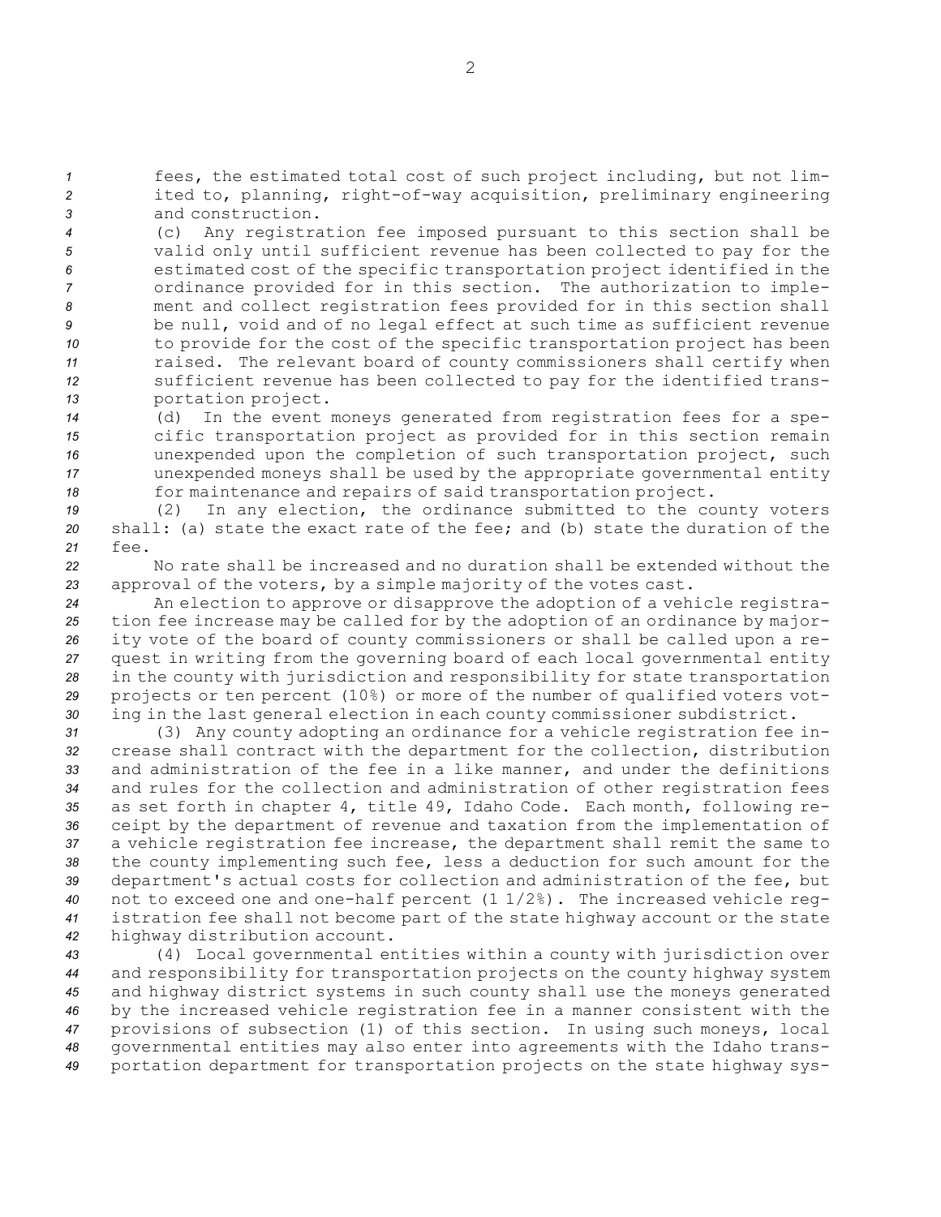fees, the estimated total cost of such project including, but not limited to, planning, right-of-way acquisition, preliminary engineering and construction.

(c) Any registration fee imposed pursuant to this section shall be valid only until sufficient revenue has been collected to pay for the estimated cost of the specific transportation project identified in the ordinance provided for in this section. The authorization to implement and collect registration fees provided for in this section shall be null, void and of no legal effect at such time as sufficient revenue to provide for the cost of the specific transportation project has been raised. The relevant board of county commissioners shall certify when sufficient revenue has been collected to pay for the identified transportation project.

(d) In the event moneys generated from registration fees for a specific transportation project as provided for in this section remain unexpended upon the completion of such transportation project, such unexpended moneys shall be used by the appropriate governmental entity for maintenance and repairs of said transportation project.

(2) In any election, the ordinance submitted to the county voters shall: (a) state the exact rate of the fee; and (b) state the duration of the fee.

No rate shall be increased and no duration shall be extended without the approval of the voters, by a simple majority of the votes cast.

An election to approve or disapprove the adoption of a vehicle registration fee increase may be called for by the adoption of an ordinance by majority vote of the board of county commissioners or shall be called upon a request in writing from the governing board of each local governmental entity in the county with jurisdiction and responsibility for state transportation projects or ten percent (10%) or more of the number of qualified voters voting in the last general election in each county commissioner subdistrict.

(3) Any county adopting an ordinance for a vehicle registration fee increase shall contract with the department for the collection, distribution and administration of the fee in a like manner, and under the definitions and rules for the collection and administration of other registration fees as set forth in chapter 4, title 49, Idaho Code. Each month, following receipt by the department of revenue and taxation from the implementation of a vehicle registration fee increase, the department shall remit the same to the county implementing such fee, less a deduction for such amount for the department's actual costs for collection and administration of the fee, but not to exceed one and one-half percent (1 1/2%). The increased vehicle registration fee shall not become part of the state highway account or the state highway distribution account.

(4) Local governmental entities within a county with jurisdiction over and responsibility for transportation projects on the county highway system and highway district systems in such county shall use the moneys generated by the increased vehicle registration fee in a manner consistent with the provisions of subsection (1) of this section. In using such moneys, local governmental entities may also enter into agreements with the Idaho transportation department for transportation projects on the state highway sys-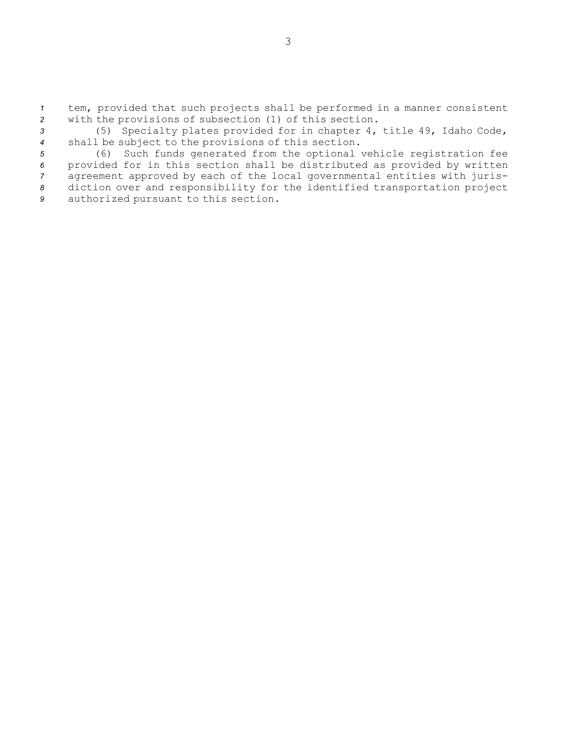tem, provided that such projects shall be performed in a manner consistent with the provisions of subsection (1) of this section.

(5) Specialty plates provided for in chapter 4, title 49, Idaho Code, shall be subject to the provisions of this section.

(6) Such funds generated from the optional vehicle registration fee provided for in this section shall be distributed as provided by written agreement approved by each of the local governmental entities with jurisdiction over and responsibility for the identified transportation project authorized pursuant to this section.